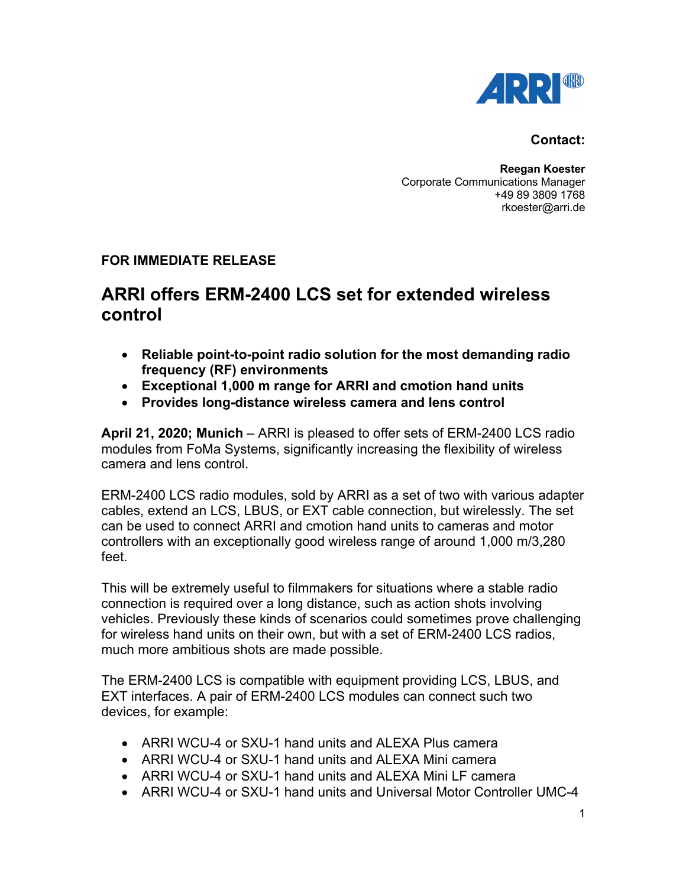**Contact:**

**Reegan Koester**
Corporate Communications Manager
+49 89 3809 1768
rkoester@arri.de

**FOR IMMEDIATE RELEASE**

# ARRI offers ERM-2400 LCS set for extended wireless control

- **Reliable point-to-point radio solution for the most demanding radio frequency (RF) environments**
- **Exceptional 1,000 m range for ARRI and cmotion hand units**
- **Provides long-distance wireless camera and lens control**

**April 21, 2020; Munich** – ARRI is pleased to offer sets of ERM-2400 LCS radio modules from FoMa Systems, significantly increasing the flexibility of wireless camera and lens control.

ERM-2400 LCS radio modules, sold by ARRI as a set of two with various adapter cables, extend an LCS, LBUS, or EXT cable connection, but wirelessly. The set can be used to connect ARRI and cmotion hand units to cameras and motor controllers with an exceptionally good wireless range of around 1,000 m/3,280 feet.

This will be extremely useful to filmmakers for situations where a stable radio connection is required over a long distance, such as action shots involving vehicles. Previously these kinds of scenarios could sometimes prove challenging for wireless hand units on their own, but with a set of ERM-2400 LCS radios, much more ambitious shots are made possible.

The ERM-2400 LCS is compatible with equipment providing LCS, LBUS, and EXT interfaces. A pair of ERM-2400 LCS modules can connect such two devices, for example:

- ARRI WCU-4 or SXU-1 hand units and ALEXA Plus camera
- ARRI WCU-4 or SXU-1 hand units and ALEXA Mini camera
- ARRI WCU-4 or SXU-1 hand units and ALEXA Mini LF camera
- ARRI WCU-4 or SXU-1 hand units and Universal Motor Controller UMC-4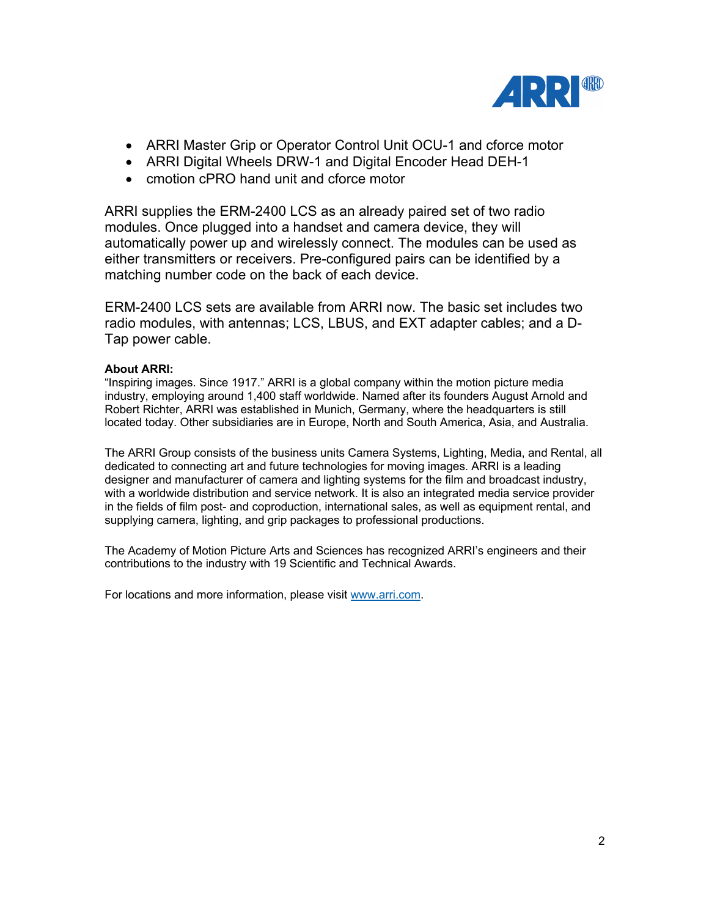- ARRI Master Grip or Operator Control Unit OCU-1 and cforce motor
- ARRI Digital Wheels DRW-1 and Digital Encoder Head DEH-1
- cmotion cPRO hand unit and cforce motor

ARRI supplies the ERM-2400 LCS as an already paired set of two radio modules. Once plugged into a handset and camera device, they will automatically power up and wirelessly connect. The modules can be used as either transmitters or receivers. Pre-configured pairs can be identified by a matching number code on the back of each device.

ERM-2400 LCS sets are available from ARRI now. The basic set includes two radio modules, with antennas; LCS, LBUS, and EXT adapter cables; and a D-Tap power cable.

**About ARRI:**
"Inspiring images. Since 1917." ARRI is a global company within the motion picture media industry, employing around 1,400 staff worldwide. Named after its founders August Arnold and Robert Richter, ARRI was established in Munich, Germany, where the headquarters is still located today. Other subsidiaries are in Europe, North and South America, Asia, and Australia.

The ARRI Group consists of the business units Camera Systems, Lighting, Media, and Rental, all dedicated to connecting art and future technologies for moving images. ARRI is a leading designer and manufacturer of camera and lighting systems for the film and broadcast industry, with a worldwide distribution and service network. It is also an integrated media service provider in the fields of film post- and coproduction, international sales, as well as equipment rental, and supplying camera, lighting, and grip packages to professional productions.

The Academy of Motion Picture Arts and Sciences has recognized ARRI's engineers and their contributions to the industry with 19 Scientific and Technical Awards.

For locations and more information, please visit www.arri.com.